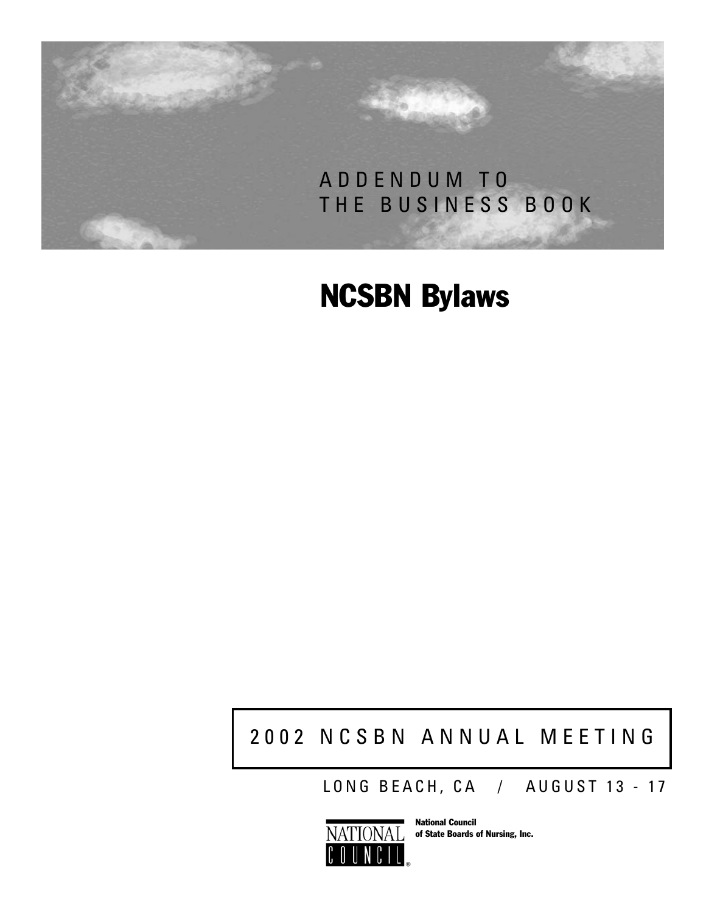ADDENDUM TO THE BUSINESS BOOK

# NCSBN Bylaws

2002 NCSBN ANNUAL MEETING

LONG BEACH, CA / AUGUST 13 - 17

NATIONAL COUNCIL

National Council of State Boards of Nursing, Inc.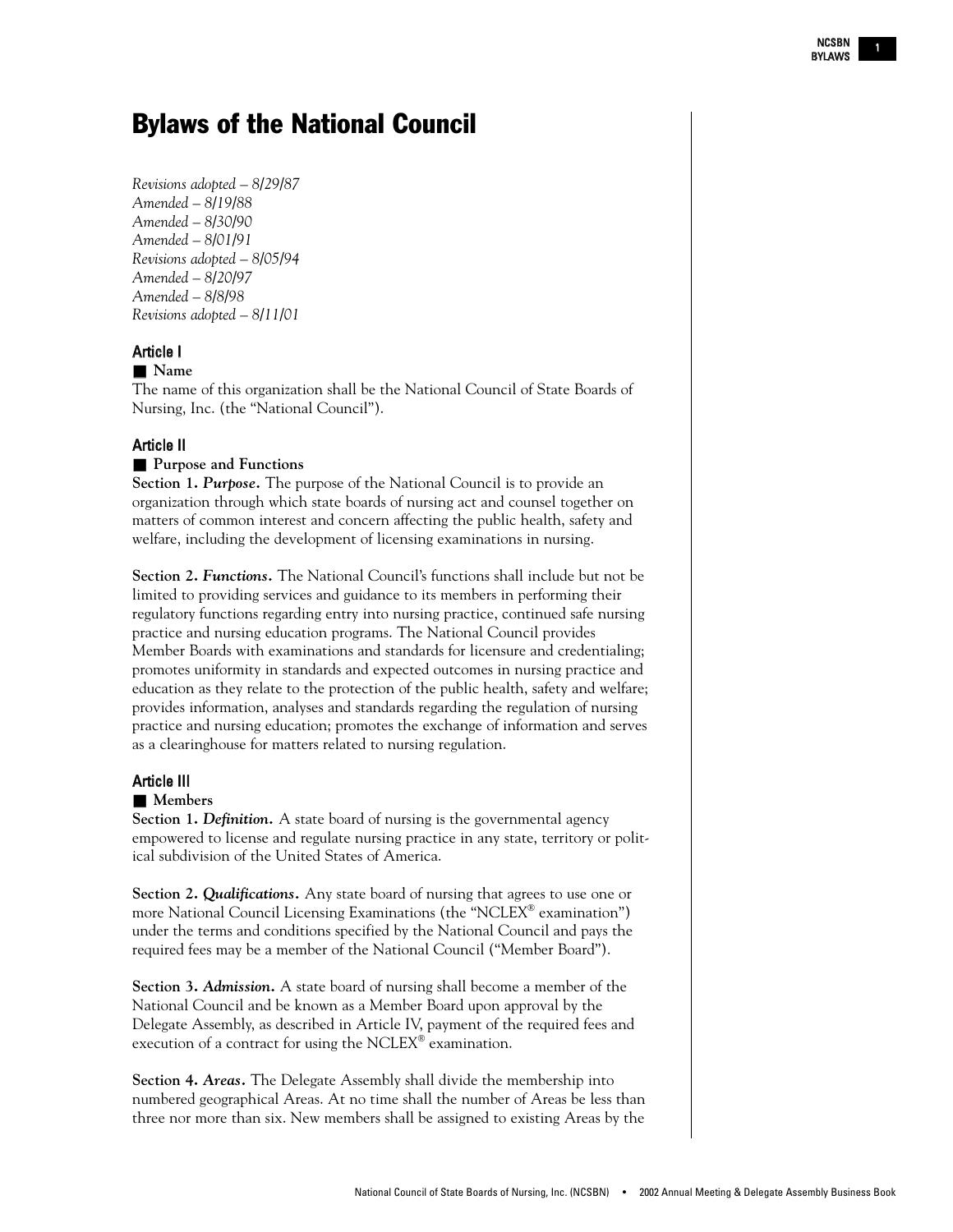# Bylaws of the National Council

*Revisions adopted – 8/29/87*
*Amended – 8/19/88*
*Amended – 8/30/90*
*Amended – 8/01/91*
*Revisions adopted – 8/05/94*
*Amended – 8/20/97*
*Amended – 8/8/98*
*Revisions adopted – 8/11/01*

## Article I

### ■ Name

The name of this organization shall be the National Council of State Boards of Nursing, Inc. (the "National Council").

## Article II

### ■ Purpose and Functions

**Section 1.** ***Purpose.*** The purpose of the National Council is to provide an organization through which state boards of nursing act and counsel together on matters of common interest and concern affecting the public health, safety and welfare, including the development of licensing examinations in nursing.

**Section 2.** ***Functions.*** The National Council's functions shall include but not be limited to providing services and guidance to its members in performing their regulatory functions regarding entry into nursing practice, continued safe nursing practice and nursing education programs. The National Council provides Member Boards with examinations and standards for licensure and credentialing; promotes uniformity in standards and expected outcomes in nursing practice and education as they relate to the protection of the public health, safety and welfare; provides information, analyses and standards regarding the regulation of nursing practice and nursing education; promotes the exchange of information and serves as a clearinghouse for matters related to nursing regulation.

## Article III

### ■ Members

**Section 1.** ***Definition.*** A state board of nursing is the governmental agency empowered to license and regulate nursing practice in any state, territory or political subdivision of the United States of America.

**Section 2.** ***Qualifications.*** Any state board of nursing that agrees to use one or more National Council Licensing Examinations (the "NCLEX® examination") under the terms and conditions specified by the National Council and pays the required fees may be a member of the National Council ("Member Board").

**Section 3.** ***Admission.*** A state board of nursing shall become a member of the National Council and be known as a Member Board upon approval by the Delegate Assembly, as described in Article IV, payment of the required fees and execution of a contract for using the NCLEX® examination.

**Section 4.** ***Areas.*** The Delegate Assembly shall divide the membership into numbered geographical Areas. At no time shall the number of Areas be less than three nor more than six. New members shall be assigned to existing Areas by the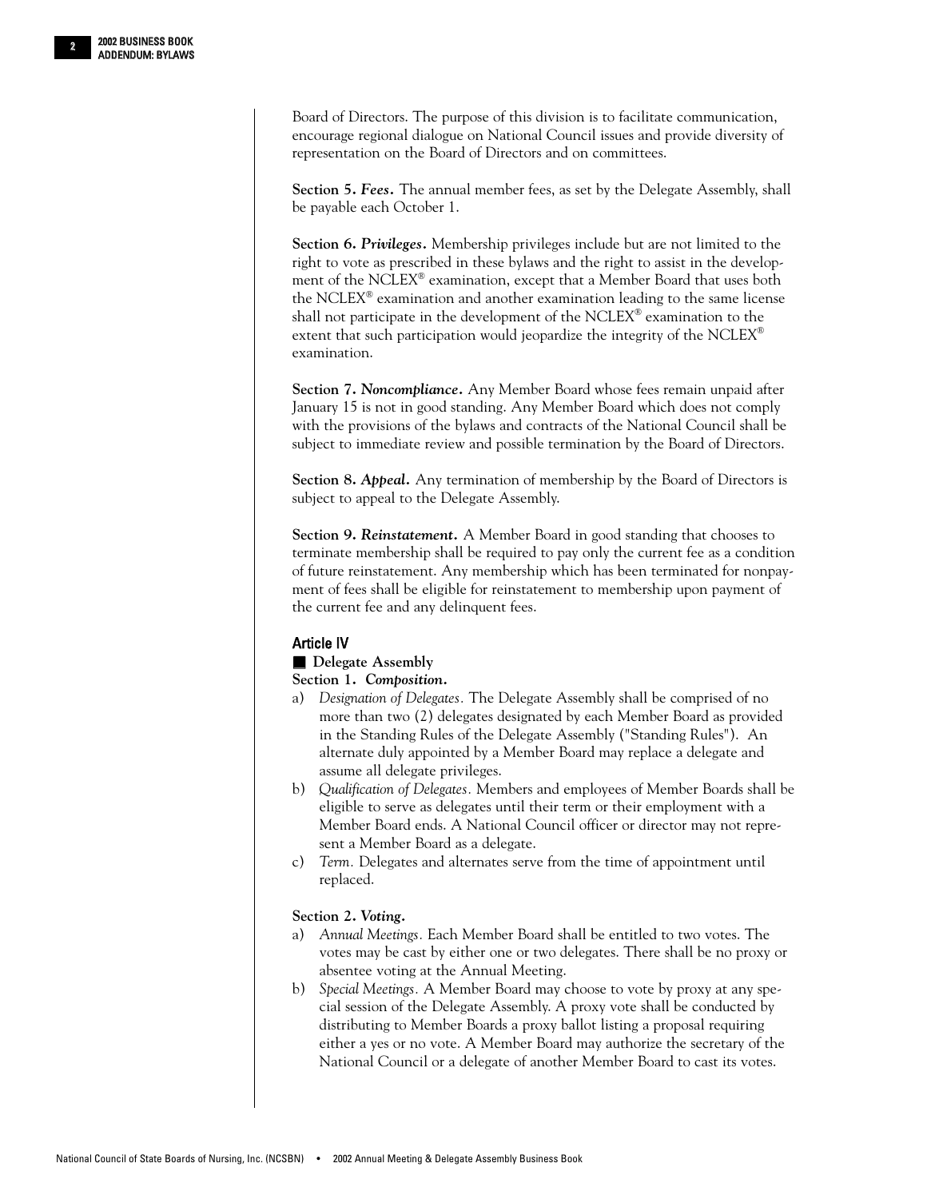Board of Directors. The purpose of this division is to facilitate communication, encourage regional dialogue on National Council issues and provide diversity of representation on the Board of Directors and on committees.

**Section 5.** ***Fees*****.** The annual member fees, as set by the Delegate Assembly, shall be payable each October 1.

**Section 6.** ***Privileges*****.** Membership privileges include but are not limited to the right to vote as prescribed in these bylaws and the right to assist in the development of the NCLEX® examination, except that a Member Board that uses both the NCLEX® examination and another examination leading to the same license shall not participate in the development of the NCLEX® examination to the extent that such participation would jeopardize the integrity of the NCLEX® examination.

**Section 7.** ***Noncompliance*****.** Any Member Board whose fees remain unpaid after January 15 is not in good standing. Any Member Board which does not comply with the provisions of the bylaws and contracts of the National Council shall be subject to immediate review and possible termination by the Board of Directors.

**Section 8.** ***Appeal*****.** Any termination of membership by the Board of Directors is subject to appeal to the Delegate Assembly.

**Section 9.** ***Reinstatement*****.** A Member Board in good standing that chooses to terminate membership shall be required to pay only the current fee as a condition of future reinstatement. Any membership which has been terminated for nonpayment of fees shall be eligible for reinstatement to membership upon payment of the current fee and any delinquent fees.

## Article IV

### Delegate Assembly

**Section 1.** ***Composition*****.**

a) *Designation of Delegates.* The Delegate Assembly shall be comprised of no more than two (2) delegates designated by each Member Board as provided in the Standing Rules of the Delegate Assembly ("Standing Rules"). An alternate duly appointed by a Member Board may replace a delegate and assume all delegate privileges.
b) *Qualification of Delegates.* Members and employees of Member Boards shall be eligible to serve as delegates until their term or their employment with a Member Board ends. A National Council officer or director may not represent a Member Board as a delegate.
c) *Term.* Delegates and alternates serve from the time of appointment until replaced.

**Section 2.** ***Voting*****.**

a) *Annual Meetings.* Each Member Board shall be entitled to two votes. The votes may be cast by either one or two delegates. There shall be no proxy or absentee voting at the Annual Meeting.
b) *Special Meetings.* A Member Board may choose to vote by proxy at any special session of the Delegate Assembly. A proxy vote shall be conducted by distributing to Member Boards a proxy ballot listing a proposal requiring either a yes or no vote. A Member Board may authorize the secretary of the National Council or a delegate of another Member Board to cast its votes.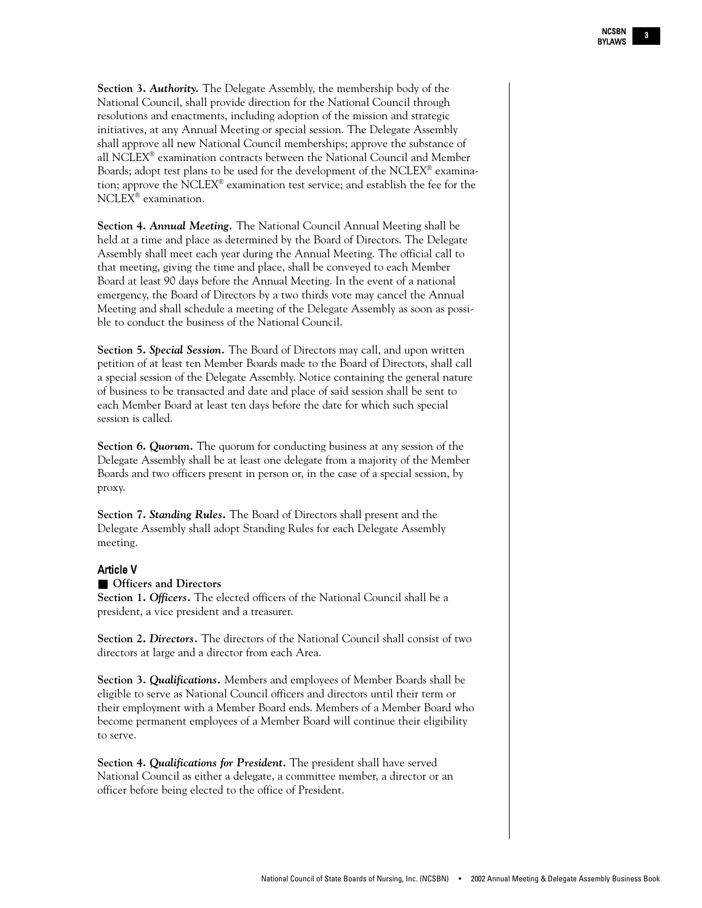**Section 3. *Authority.*** The Delegate Assembly, the membership body of the National Council, shall provide direction for the National Council through resolutions and enactments, including adoption of the mission and strategic initiatives, at any Annual Meeting or special session. The Delegate Assembly shall approve all new National Council memberships; approve the substance of all NCLEX® examination contracts between the National Council and Member Boards; adopt test plans to be used for the development of the NCLEX® examination; approve the NCLEX® examination test service; and establish the fee for the NCLEX® examination.

**Section 4. *Annual Meeting.*** The National Council Annual Meeting shall be held at a time and place as determined by the Board of Directors. The Delegate Assembly shall meet each year during the Annual Meeting. The official call to that meeting, giving the time and place, shall be conveyed to each Member Board at least 90 days before the Annual Meeting. In the event of a national emergency, the Board of Directors by a two thirds vote may cancel the Annual Meeting and shall schedule a meeting of the Delegate Assembly as soon as possible to conduct the business of the National Council.

**Section 5. *Special Session.*** The Board of Directors may call, and upon written petition of at least ten Member Boards made to the Board of Directors, shall call a special session of the Delegate Assembly. Notice containing the general nature of business to be transacted and date and place of said session shall be sent to each Member Board at least ten days before the date for which such special session is called.

**Section 6. *Quorum.*** The quorum for conducting business at any session of the Delegate Assembly shall be at least one delegate from a majority of the Member Boards and two officers present in person or, in the case of a special session, by proxy.

**Section 7. *Standing Rules.*** The Board of Directors shall present and the Delegate Assembly shall adopt Standing Rules for each Delegate Assembly meeting.

## Article V

### Officers and Directors

**Section 1. *Officers.*** The elected officers of the National Council shall be a president, a vice president and a treasurer.

**Section 2. *Directors.*** The directors of the National Council shall consist of two directors at large and a director from each Area.

**Section 3. *Qualifications.*** Members and employees of Member Boards shall be eligible to serve as National Council officers and directors until their term or their employment with a Member Board ends. Members of a Member Board who become permanent employees of a Member Board will continue their eligibility to serve.

**Section 4. *Qualifications for President.*** The president shall have served National Council as either a delegate, a committee member, a director or an officer before being elected to the office of President.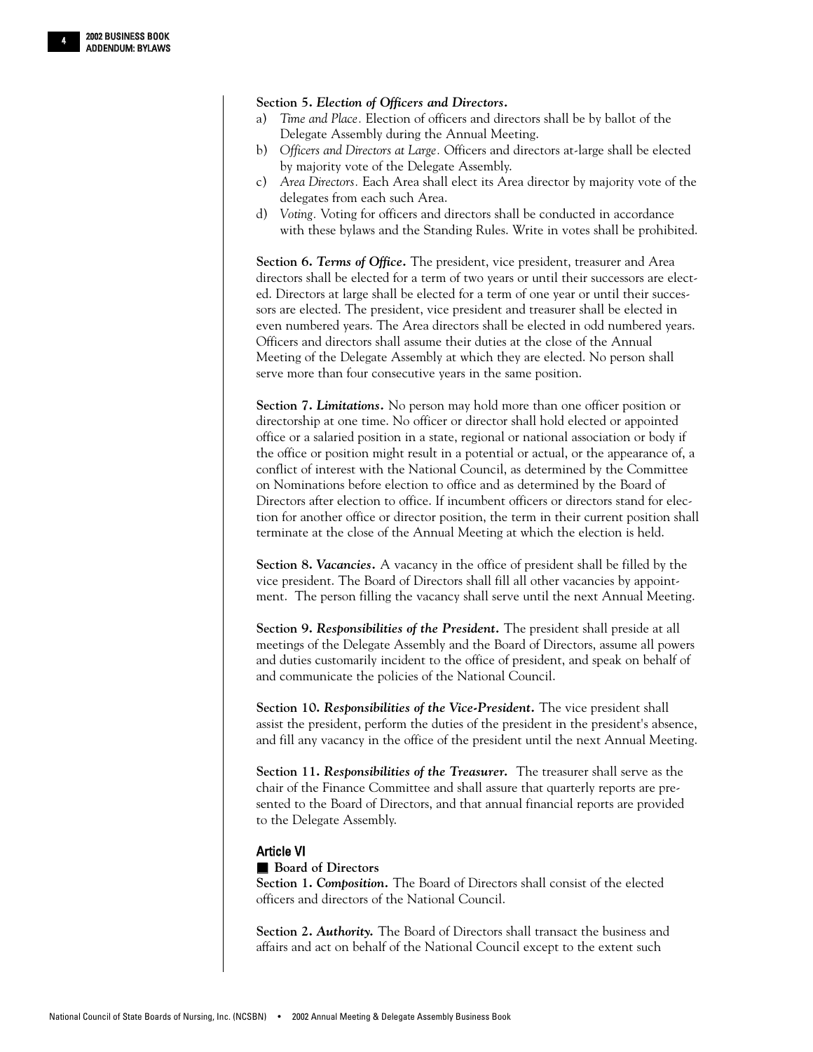**Section 5. *Election of Officers and Directors.***

a) *Time and Place.* Election of officers and directors shall be by ballot of the Delegate Assembly during the Annual Meeting.
b) *Officers and Directors at Large.* Officers and directors at-large shall be elected by majority vote of the Delegate Assembly.
c) *Area Directors.* Each Area shall elect its Area director by majority vote of the delegates from each such Area.
d) *Voting.* Voting for officers and directors shall be conducted in accordance with these bylaws and the Standing Rules. Write in votes shall be prohibited.

**Section 6. *Terms of Office.*** The president, vice president, treasurer and Area directors shall be elected for a term of two years or until their successors are elected. Directors at large shall be elected for a term of one year or until their successors are elected. The president, vice president and treasurer shall be elected in even numbered years. The Area directors shall be elected in odd numbered years. Officers and directors shall assume their duties at the close of the Annual Meeting of the Delegate Assembly at which they are elected. No person shall serve more than four consecutive years in the same position.

**Section 7. *Limitations.*** No person may hold more than one officer position or directorship at one time. No officer or director shall hold elected or appointed office or a salaried position in a state, regional or national association or body if the office or position might result in a potential or actual, or the appearance of, a conflict of interest with the National Council, as determined by the Committee on Nominations before election to office and as determined by the Board of Directors after election to office. If incumbent officers or directors stand for election for another office or director position, the term in their current position shall terminate at the close of the Annual Meeting at which the election is held.

**Section 8. *Vacancies.*** A vacancy in the office of president shall be filled by the vice president. The Board of Directors shall fill all other vacancies by appointment. The person filling the vacancy shall serve until the next Annual Meeting.

**Section 9. *Responsibilities of the President.*** The president shall preside at all meetings of the Delegate Assembly and the Board of Directors, assume all powers and duties customarily incident to the office of president, and speak on behalf of and communicate the policies of the National Council.

**Section 10. *Responsibilities of the Vice-President.*** The vice president shall assist the president, perform the duties of the president in the president's absence, and fill any vacancy in the office of the president until the next Annual Meeting.

**Section 11. *Responsibilities of the Treasurer.*** The treasurer shall serve as the chair of the Finance Committee and shall assure that quarterly reports are presented to the Board of Directors, and that annual financial reports are provided to the Delegate Assembly.

## Article VI

### Board of Directors

**Section 1. *Composition.*** The Board of Directors shall consist of the elected officers and directors of the National Council.

**Section 2. *Authority.*** The Board of Directors shall transact the business and affairs and act on behalf of the National Council except to the extent such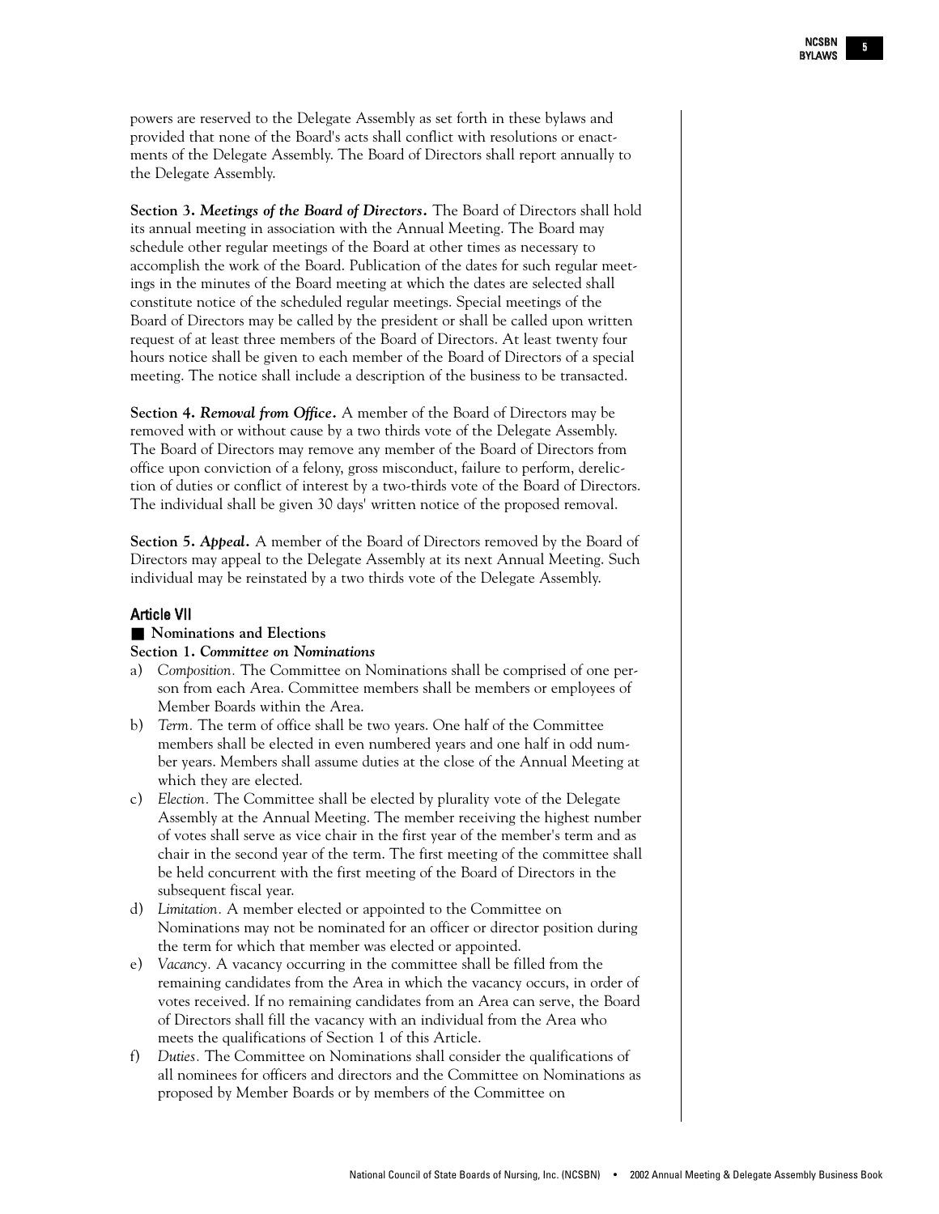powers are reserved to the Delegate Assembly as set forth in these bylaws and provided that none of the Board's acts shall conflict with resolutions or enactments of the Delegate Assembly. The Board of Directors shall report annually to the Delegate Assembly.

**Section 3.** ***Meetings of the Board of Directors.*** The Board of Directors shall hold its annual meeting in association with the Annual Meeting. The Board may schedule other regular meetings of the Board at other times as necessary to accomplish the work of the Board. Publication of the dates for such regular meetings in the minutes of the Board meeting at which the dates are selected shall constitute notice of the scheduled regular meetings. Special meetings of the Board of Directors may be called by the president or shall be called upon written request of at least three members of the Board of Directors. At least twenty four hours notice shall be given to each member of the Board of Directors of a special meeting. The notice shall include a description of the business to be transacted.

**Section 4.** ***Removal from Office.*** A member of the Board of Directors may be removed with or without cause by a two thirds vote of the Delegate Assembly. The Board of Directors may remove any member of the Board of Directors from office upon conviction of a felony, gross misconduct, failure to perform, dereliction of duties or conflict of interest by a two-thirds vote of the Board of Directors. The individual shall be given 30 days' written notice of the proposed removal.

**Section 5.** ***Appeal.*** A member of the Board of Directors removed by the Board of Directors may appeal to the Delegate Assembly at its next Annual Meeting. Such individual may be reinstated by a two thirds vote of the Delegate Assembly.

## Article VII

### ■ Nominations and Elections

**Section 1.** ***Committee on Nominations***

a) *Composition.* The Committee on Nominations shall be comprised of one person from each Area. Committee members shall be members or employees of Member Boards within the Area.
b) *Term.* The term of office shall be two years. One half of the Committee members shall be elected in even numbered years and one half in odd number years. Members shall assume duties at the close of the Annual Meeting at which they are elected.
c) *Election.* The Committee shall be elected by plurality vote of the Delegate Assembly at the Annual Meeting. The member receiving the highest number of votes shall serve as vice chair in the first year of the member's term and as chair in the second year of the term. The first meeting of the committee shall be held concurrent with the first meeting of the Board of Directors in the subsequent fiscal year.
d) *Limitation.* A member elected or appointed to the Committee on Nominations may not be nominated for an officer or director position during the term for which that member was elected or appointed.
e) *Vacancy.* A vacancy occurring in the committee shall be filled from the remaining candidates from the Area in which the vacancy occurs, in order of votes received. If no remaining candidates from an Area can serve, the Board of Directors shall fill the vacancy with an individual from the Area who meets the qualifications of Section 1 of this Article.
f) *Duties.* The Committee on Nominations shall consider the qualifications of all nominees for officers and directors and the Committee on Nominations as proposed by Member Boards or by members of the Committee on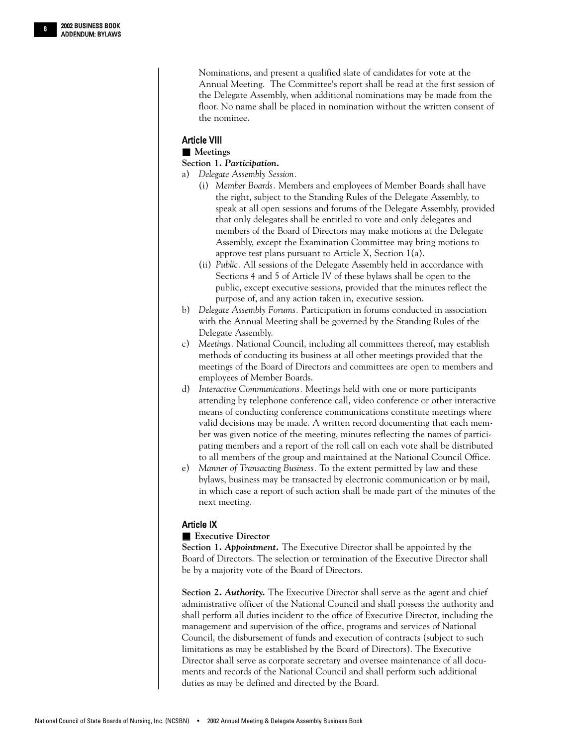Nominations, and present a qualified slate of candidates for vote at the Annual Meeting. The Committee's report shall be read at the first session of the Delegate Assembly, when additional nominations may be made from the floor. No name shall be placed in nomination without the written consent of the nominee.

## Article VIII

### Meetings

**Section 1. *Participation.***

a) *Delegate Assembly Session.*
   - (i) *Member Boards.* Members and employees of Member Boards shall have the right, subject to the Standing Rules of the Delegate Assembly, to speak at all open sessions and forums of the Delegate Assembly, provided that only delegates shall be entitled to vote and only delegates and members of the Board of Directors may make motions at the Delegate Assembly, except the Examination Committee may bring motions to approve test plans pursuant to Article X, Section 1(a).
   - (ii) *Public.* All sessions of the Delegate Assembly held in accordance with Sections 4 and 5 of Article IV of these bylaws shall be open to the public, except executive sessions, provided that the minutes reflect the purpose of, and any action taken in, executive session.

b) *Delegate Assembly Forums.* Participation in forums conducted in association with the Annual Meeting shall be governed by the Standing Rules of the Delegate Assembly.

c) *Meetings.* National Council, including all committees thereof, may establish methods of conducting its business at all other meetings provided that the meetings of the Board of Directors and committees are open to members and employees of Member Boards.

d) *Interactive Communications.* Meetings held with one or more participants attending by telephone conference call, video conference or other interactive means of conducting conference communications constitute meetings where valid decisions may be made. A written record documenting that each member was given notice of the meeting, minutes reflecting the names of participating members and a report of the roll call on each vote shall be distributed to all members of the group and maintained at the National Council Office.

e) *Manner of Transacting Business.* To the extent permitted by law and these bylaws, business may be transacted by electronic communication or by mail, in which case a report of such action shall be made part of the minutes of the next meeting.

## Article IX

### Executive Director

**Section 1. *Appointment.*** The Executive Director shall be appointed by the Board of Directors. The selection or termination of the Executive Director shall be by a majority vote of the Board of Directors.

**Section 2. *Authority.*** The Executive Director shall serve as the agent and chief administrative officer of the National Council and shall possess the authority and shall perform all duties incident to the office of Executive Director, including the management and supervision of the office, programs and services of National Council, the disbursement of funds and execution of contracts (subject to such limitations as may be established by the Board of Directors). The Executive Director shall serve as corporate secretary and oversee maintenance of all documents and records of the National Council and shall perform such additional duties as may be defined and directed by the Board.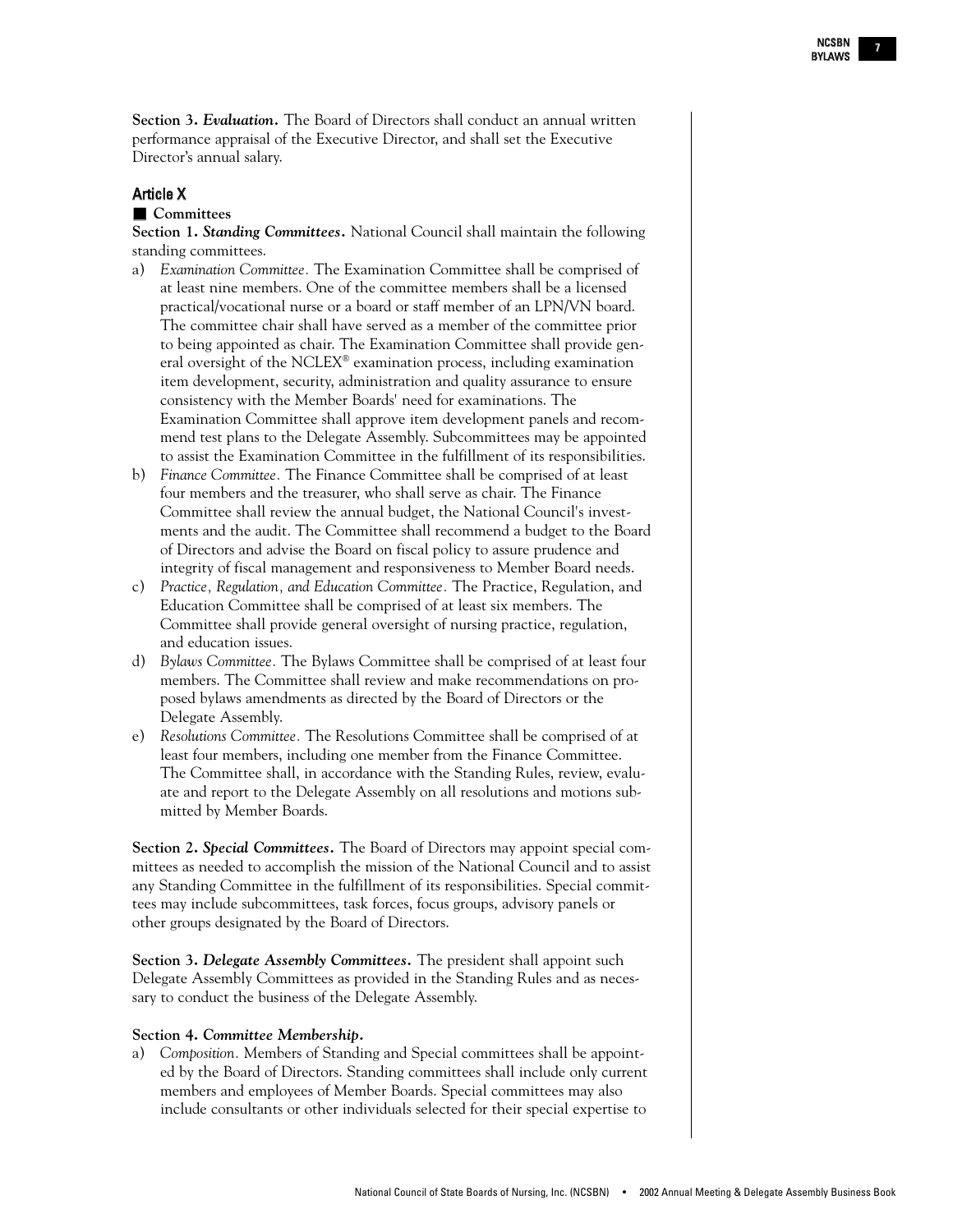**Section 3. *Evaluation.*** The Board of Directors shall conduct an annual written performance appraisal of the Executive Director, and shall set the Executive Director's annual salary.

## Article X

### Committees

**Section 1. *Standing Committees.*** National Council shall maintain the following standing committees.

a) *Examination Committee.* The Examination Committee shall be comprised of at least nine members. One of the committee members shall be a licensed practical/vocational nurse or a board or staff member of an LPN/VN board. The committee chair shall have served as a member of the committee prior to being appointed as chair. The Examination Committee shall provide general oversight of the NCLEX® examination process, including examination item development, security, administration and quality assurance to ensure consistency with the Member Boards' need for examinations. The Examination Committee shall approve item development panels and recommend test plans to the Delegate Assembly. Subcommittees may be appointed to assist the Examination Committee in the fulfillment of its responsibilities.

b) *Finance Committee.* The Finance Committee shall be comprised of at least four members and the treasurer, who shall serve as chair. The Finance Committee shall review the annual budget, the National Council's investments and the audit. The Committee shall recommend a budget to the Board of Directors and advise the Board on fiscal policy to assure prudence and integrity of fiscal management and responsiveness to Member Board needs.

c) *Practice, Regulation, and Education Committee.* The Practice, Regulation, and Education Committee shall be comprised of at least six members. The Committee shall provide general oversight of nursing practice, regulation, and education issues.

d) *Bylaws Committee.* The Bylaws Committee shall be comprised of at least four members. The Committee shall review and make recommendations on proposed bylaws amendments as directed by the Board of Directors or the Delegate Assembly.

e) *Resolutions Committee.* The Resolutions Committee shall be comprised of at least four members, including one member from the Finance Committee. The Committee shall, in accordance with the Standing Rules, review, evaluate and report to the Delegate Assembly on all resolutions and motions submitted by Member Boards.

**Section 2. *Special Committees.*** The Board of Directors may appoint special committees as needed to accomplish the mission of the National Council and to assist any Standing Committee in the fulfillment of its responsibilities. Special committees may include subcommittees, task forces, focus groups, advisory panels or other groups designated by the Board of Directors.

**Section 3. *Delegate Assembly Committees.*** The president shall appoint such Delegate Assembly Committees as provided in the Standing Rules and as necessary to conduct the business of the Delegate Assembly.

**Section 4. *Committee Membership.***

a) *Composition.* Members of Standing and Special committees shall be appointed by the Board of Directors. Standing committees shall include only current members and employees of Member Boards. Special committees may also include consultants or other individuals selected for their special expertise to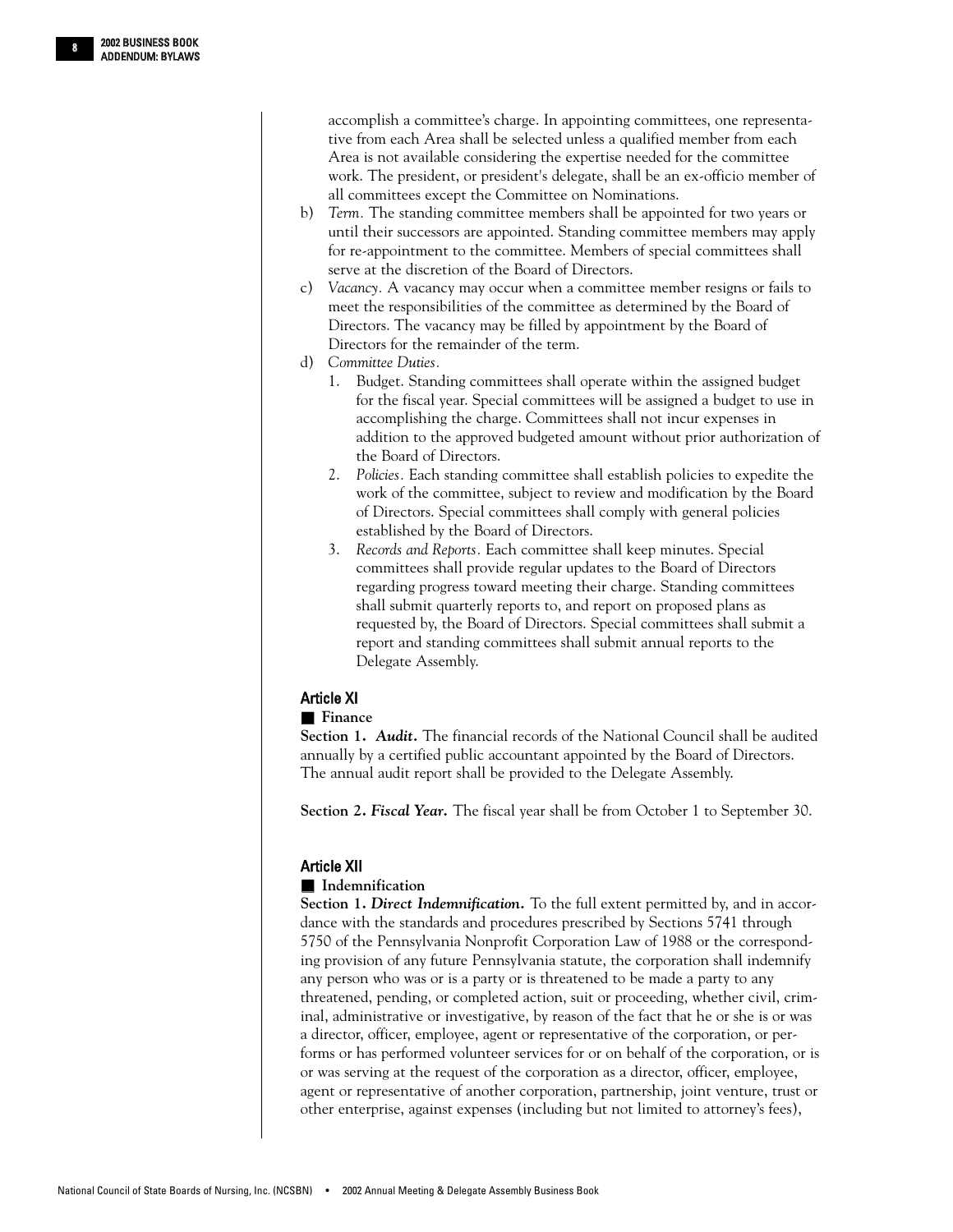accomplish a committee's charge. In appointing committees, one representative from each Area shall be selected unless a qualified member from each Area is not available considering the expertise needed for the committee work. The president, or president's delegate, shall be an ex-officio member of all committees except the Committee on Nominations.

b) *Term.* The standing committee members shall be appointed for two years or until their successors are appointed. Standing committee members may apply for re-appointment to the committee. Members of special committees shall serve at the discretion of the Board of Directors.

c) *Vacancy.* A vacancy may occur when a committee member resigns or fails to meet the responsibilities of the committee as determined by the Board of Directors. The vacancy may be filled by appointment by the Board of Directors for the remainder of the term.

d) *Committee Duties.*

1. Budget. Standing committees shall operate within the assigned budget for the fiscal year. Special committees will be assigned a budget to use in accomplishing the charge. Committees shall not incur expenses in addition to the approved budgeted amount without prior authorization of the Board of Directors.
2. *Policies.* Each standing committee shall establish policies to expedite the work of the committee, subject to review and modification by the Board of Directors. Special committees shall comply with general policies established by the Board of Directors.
3. *Records and Reports.* Each committee shall keep minutes. Special committees shall provide regular updates to the Board of Directors regarding progress toward meeting their charge. Standing committees shall submit quarterly reports to, and report on proposed plans as requested by, the Board of Directors. Special committees shall submit a report and standing committees shall submit annual reports to the Delegate Assembly.

## Article XI

### Finance

**Section 1.** ***Audit.*** The financial records of the National Council shall be audited annually by a certified public accountant appointed by the Board of Directors. The annual audit report shall be provided to the Delegate Assembly.

**Section 2.** ***Fiscal Year.*** The fiscal year shall be from October 1 to September 30.

## Article XII

### Indemnification

**Section 1.** ***Direct Indemnification.*** To the full extent permitted by, and in accordance with the standards and procedures prescribed by Sections 5741 through 5750 of the Pennsylvania Nonprofit Corporation Law of 1988 or the corresponding provision of any future Pennsylvania statute, the corporation shall indemnify any person who was or is a party or is threatened to be made a party to any threatened, pending, or completed action, suit or proceeding, whether civil, criminal, administrative or investigative, by reason of the fact that he or she is or was a director, officer, employee, agent or representative of the corporation, or performs or has performed volunteer services for or on behalf of the corporation, or is or was serving at the request of the corporation as a director, officer, employee, agent or representative of another corporation, partnership, joint venture, trust or other enterprise, against expenses (including but not limited to attorney's fees),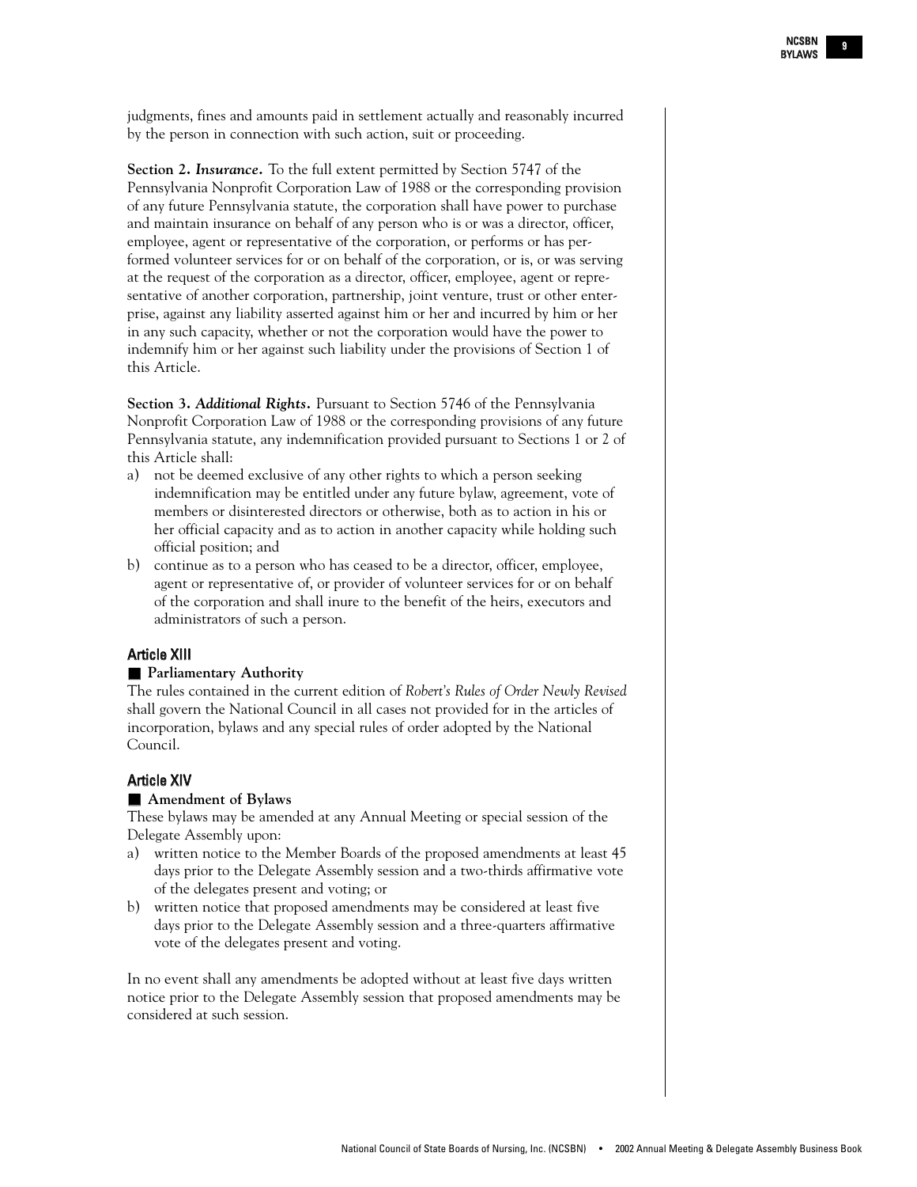judgments, fines and amounts paid in settlement actually and reasonably incurred by the person in connection with such action, suit or proceeding.

**Section 2. *Insurance*.** To the full extent permitted by Section 5747 of the Pennsylvania Nonprofit Corporation Law of 1988 or the corresponding provision of any future Pennsylvania statute, the corporation shall have power to purchase and maintain insurance on behalf of any person who is or was a director, officer, employee, agent or representative of the corporation, or performs or has performed volunteer services for or on behalf of the corporation, or is, or was serving at the request of the corporation as a director, officer, employee, agent or representative of another corporation, partnership, joint venture, trust or other enterprise, against any liability asserted against him or her and incurred by him or her in any such capacity, whether or not the corporation would have the power to indemnify him or her against such liability under the provisions of Section 1 of this Article.

**Section 3. *Additional Rights*.** Pursuant to Section 5746 of the Pennsylvania Nonprofit Corporation Law of 1988 or the corresponding provisions of any future Pennsylvania statute, any indemnification provided pursuant to Sections 1 or 2 of this Article shall:

a) not be deemed exclusive of any other rights to which a person seeking indemnification may be entitled under any future bylaw, agreement, vote of members or disinterested directors or otherwise, both as to action in his or her official capacity and as to action in another capacity while holding such official position; and
b) continue as to a person who has ceased to be a director, officer, employee, agent or representative of, or provider of volunteer services for or on behalf of the corporation and shall inure to the benefit of the heirs, executors and administrators of such a person.

## Article XIII

### Parliamentary Authority

The rules contained in the current edition of *Robert's Rules of Order Newly Revised* shall govern the National Council in all cases not provided for in the articles of incorporation, bylaws and any special rules of order adopted by the National Council.

## Article XIV

### Amendment of Bylaws

These bylaws may be amended at any Annual Meeting or special session of the Delegate Assembly upon:

a) written notice to the Member Boards of the proposed amendments at least 45 days prior to the Delegate Assembly session and a two-thirds affirmative vote of the delegates present and voting; or
b) written notice that proposed amendments may be considered at least five days prior to the Delegate Assembly session and a three-quarters affirmative vote of the delegates present and voting.

In no event shall any amendments be adopted without at least five days written notice prior to the Delegate Assembly session that proposed amendments may be considered at such session.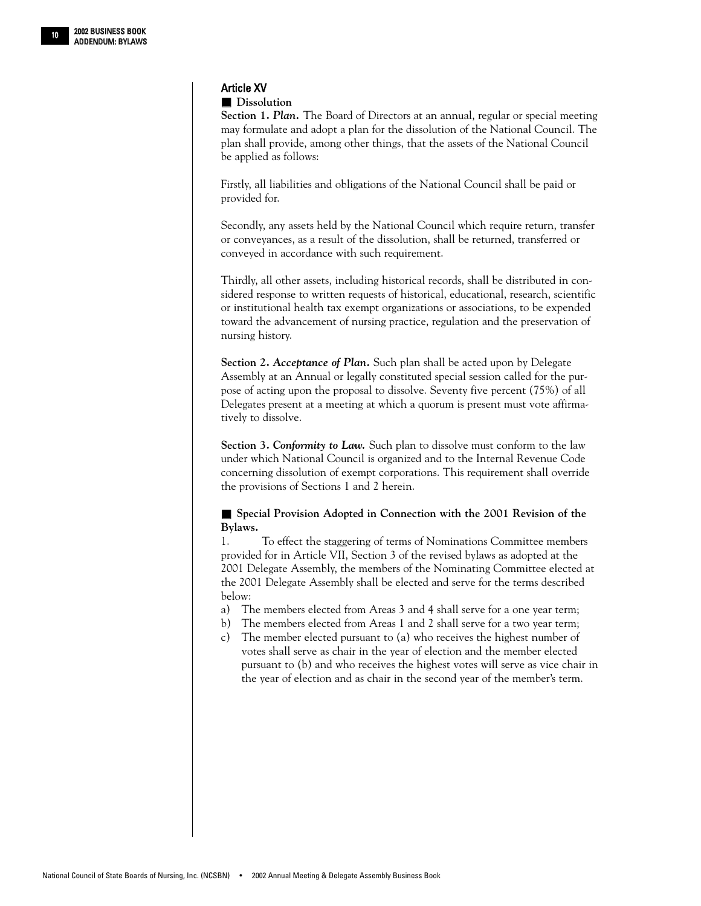## Article XV

### Dissolution

**Section 1. *Plan.*** The Board of Directors at an annual, regular or special meeting may formulate and adopt a plan for the dissolution of the National Council. The plan shall provide, among other things, that the assets of the National Council be applied as follows:

Firstly, all liabilities and obligations of the National Council shall be paid or provided for.

Secondly, any assets held by the National Council which require return, transfer or conveyances, as a result of the dissolution, shall be returned, transferred or conveyed in accordance with such requirement.

Thirdly, all other assets, including historical records, shall be distributed in considered response to written requests of historical, educational, research, scientific or institutional health tax exempt organizations or associations, to be expended toward the advancement of nursing practice, regulation and the preservation of nursing history.

**Section 2. *Acceptance of Plan.*** Such plan shall be acted upon by Delegate Assembly at an Annual or legally constituted special session called for the purpose of acting upon the proposal to dissolve. Seventy five percent (75%) of all Delegates present at a meeting at which a quorum is present must vote affirmatively to dissolve.

**Section 3. *Conformity to Law.*** Such plan to dissolve must conform to the law under which National Council is organized and to the Internal Revenue Code concerning dissolution of exempt corporations. This requirement shall override the provisions of Sections 1 and 2 herein.

### Special Provision Adopted in Connection with the 2001 Revision of the Bylaws.

1. To effect the staggering of terms of Nominations Committee members provided for in Article VII, Section 3 of the revised bylaws as adopted at the 2001 Delegate Assembly, the members of the Nominating Committee elected at the 2001 Delegate Assembly shall be elected and serve for the terms described below:
   - a) The members elected from Areas 3 and 4 shall serve for a one year term;
   - b) The members elected from Areas 1 and 2 shall serve for a two year term;
   - c) The member elected pursuant to (a) who receives the highest number of votes shall serve as chair in the year of election and the member elected pursuant to (b) and who receives the highest votes will serve as vice chair in the year of election and as chair in the second year of the member's term.